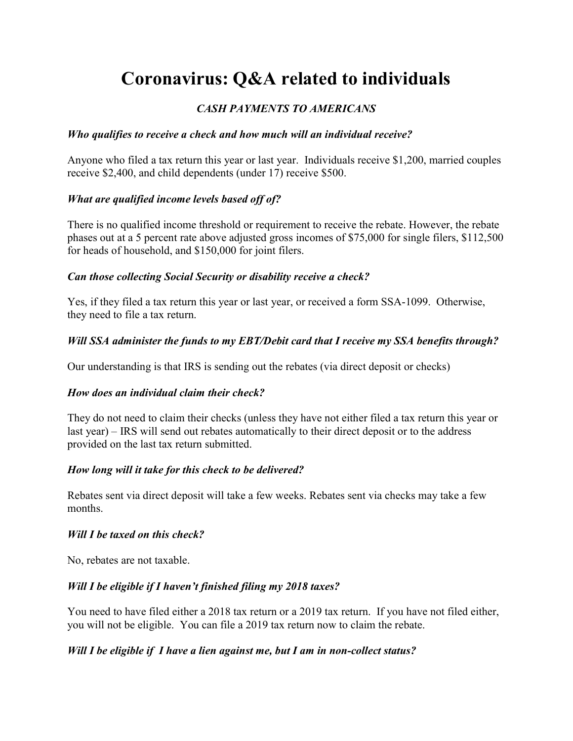# Coronavirus: Q&A related to individuals

## *CASH PAYMENTS TO AMERICANS*

***Who qualifies to receive a check and how much will an individual receive?***

Anyone who filed a tax return this year or last year. Individuals receive $1,200, married couples receive $2,400, and child dependents (under 17) receive $500.

***What are qualified income levels based off of?***

There is no qualified income threshold or requirement to receive the rebate. However, the rebate phases out at a 5 percent rate above adjusted gross incomes of $75,000 for single filers, $112,500 for heads of household, and $150,000 for joint filers.

***Can those collecting Social Security or disability receive a check?***

Yes, if they filed a tax return this year or last year, or received a form SSA-1099. Otherwise, they need to file a tax return.

***Will SSA administer the funds to my EBT/Debit card that I receive my SSA benefits through?***

Our understanding is that IRS is sending out the rebates (via direct deposit or checks)

***How does an individual claim their check?***

They do not need to claim their checks (unless they have not either filed a tax return this year or last year) – IRS will send out rebates automatically to their direct deposit or to the address provided on the last tax return submitted.

***How long will it take for this check to be delivered?***

Rebates sent via direct deposit will take a few weeks. Rebates sent via checks may take a few months.

***Will I be taxed on this check?***

No, rebates are not taxable.

***Will I be eligible if I haven't finished filing my 2018 taxes?***

You need to have filed either a 2018 tax return or a 2019 tax return. If you have not filed either, you will not be eligible. You can file a 2019 tax return now to claim the rebate.

***Will I be eligible if I have a lien against me, but I am in non-collect status?***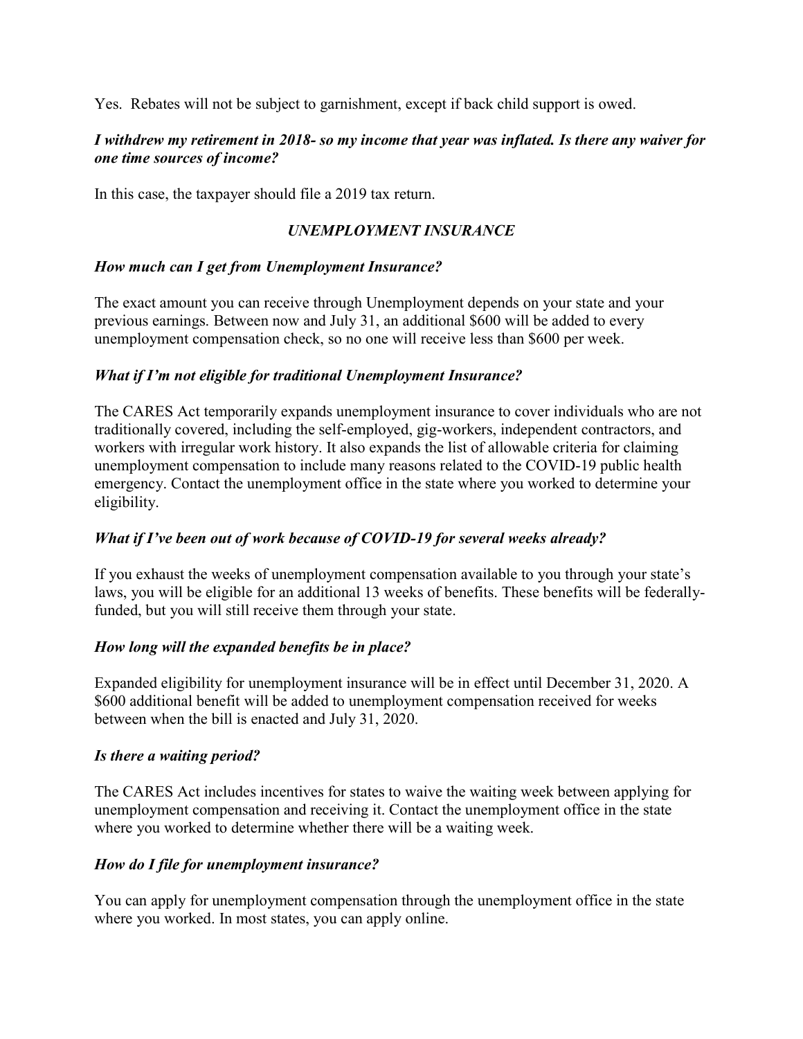Yes. Rebates will not be subject to garnishment, except if back child support is owed.

***I withdrew my retirement in 2018- so my income that year was inflated. Is there any waiver for one time sources of income?***

In this case, the taxpayer should file a 2019 tax return.

## *UNEMPLOYMENT INSURANCE*

***How much can I get from Unemployment Insurance?***

The exact amount you can receive through Unemployment depends on your state and your previous earnings. Between now and July 31, an additional $600 will be added to every unemployment compensation check, so no one will receive less than $600 per week.

***What if I'm not eligible for traditional Unemployment Insurance?***

The CARES Act temporarily expands unemployment insurance to cover individuals who are not traditionally covered, including the self-employed, gig-workers, independent contractors, and workers with irregular work history. It also expands the list of allowable criteria for claiming unemployment compensation to include many reasons related to the COVID-19 public health emergency. Contact the unemployment office in the state where you worked to determine your eligibility.

***What if I've been out of work because of COVID-19 for several weeks already?***

If you exhaust the weeks of unemployment compensation available to you through your state's laws, you will be eligible for an additional 13 weeks of benefits. These benefits will be federally-funded, but you will still receive them through your state.

***How long will the expanded benefits be in place?***

Expanded eligibility for unemployment insurance will be in effect until December 31, 2020. A $600 additional benefit will be added to unemployment compensation received for weeks between when the bill is enacted and July 31, 2020.

***Is there a waiting period?***

The CARES Act includes incentives for states to waive the waiting week between applying for unemployment compensation and receiving it. Contact the unemployment office in the state where you worked to determine whether there will be a waiting week.

***How do I file for unemployment insurance?***

You can apply for unemployment compensation through the unemployment office in the state where you worked. In most states, you can apply online.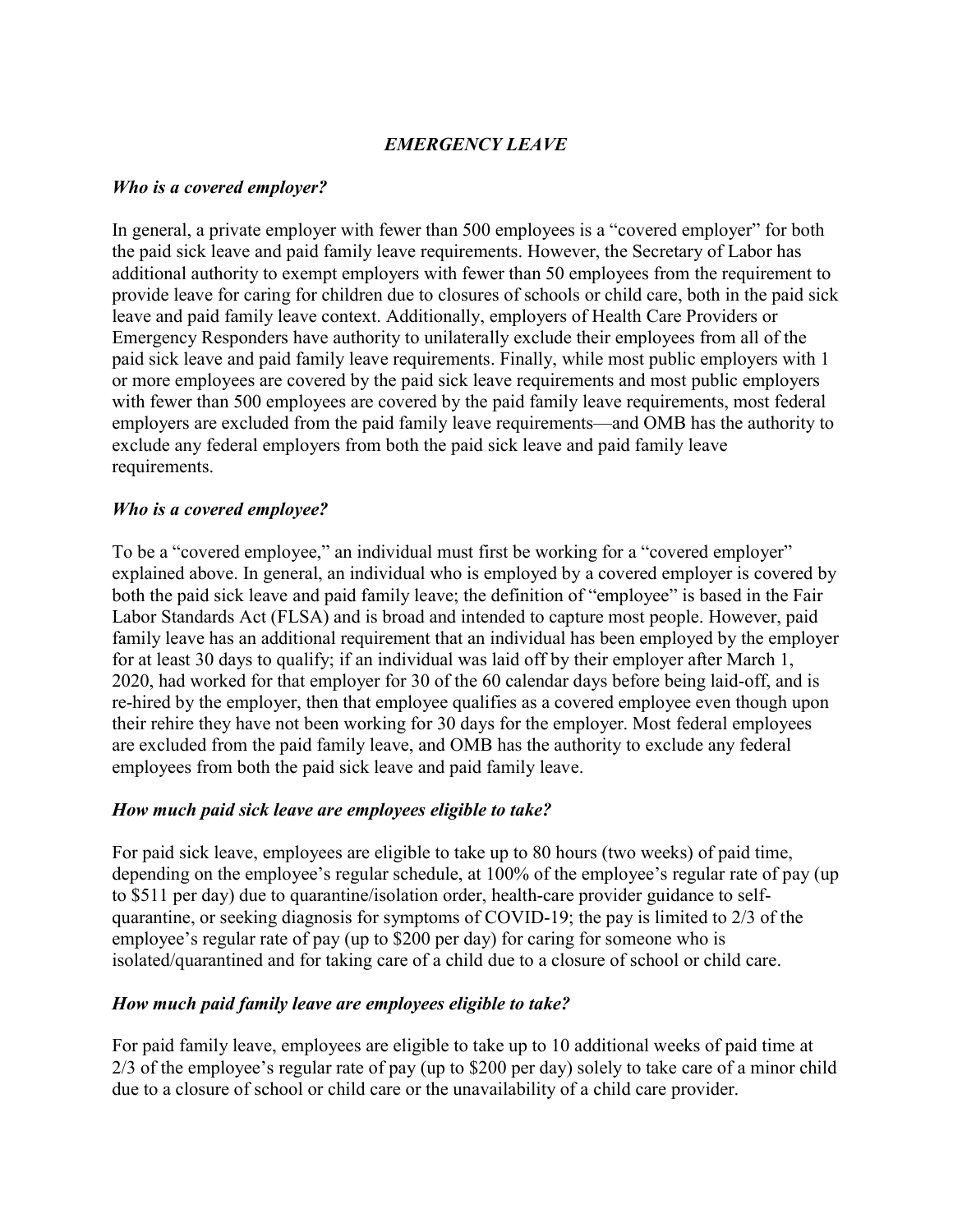## *EMERGENCY LEAVE*

### *Who is a covered employer?*

In general, a private employer with fewer than 500 employees is a "covered employer" for both the paid sick leave and paid family leave requirements. However, the Secretary of Labor has additional authority to exempt employers with fewer than 50 employees from the requirement to provide leave for caring for children due to closures of schools or child care, both in the paid sick leave and paid family leave context. Additionally, employers of Health Care Providers or Emergency Responders have authority to unilaterally exclude their employees from all of the paid sick leave and paid family leave requirements. Finally, while most public employers with 1 or more employees are covered by the paid sick leave requirements and most public employers with fewer than 500 employees are covered by the paid family leave requirements, most federal employers are excluded from the paid family leave requirements—and OMB has the authority to exclude any federal employers from both the paid sick leave and paid family leave requirements.

### *Who is a covered employee?*

To be a "covered employee," an individual must first be working for a "covered employer" explained above. In general, an individual who is employed by a covered employer is covered by both the paid sick leave and paid family leave; the definition of "employee" is based in the Fair Labor Standards Act (FLSA) and is broad and intended to capture most people. However, paid family leave has an additional requirement that an individual has been employed by the employer for at least 30 days to qualify; if an individual was laid off by their employer after March 1, 2020, had worked for that employer for 30 of the 60 calendar days before being laid-off, and is re-hired by the employer, then that employee qualifies as a covered employee even though upon their rehire they have not been working for 30 days for the employer. Most federal employees are excluded from the paid family leave, and OMB has the authority to exclude any federal employees from both the paid sick leave and paid family leave.

### *How much paid sick leave are employees eligible to take?*

For paid sick leave, employees are eligible to take up to 80 hours (two weeks) of paid time, depending on the employee's regular schedule, at 100% of the employee's regular rate of pay (up to $511 per day) due to quarantine/isolation order, health-care provider guidance to self-quarantine, or seeking diagnosis for symptoms of COVID-19; the pay is limited to 2/3 of the employee's regular rate of pay (up to $200 per day) for caring for someone who is isolated/quarantined and for taking care of a child due to a closure of school or child care.

### *How much paid family leave are employees eligible to take?*

For paid family leave, employees are eligible to take up to 10 additional weeks of paid time at 2/3 of the employee's regular rate of pay (up to $200 per day) solely to take care of a minor child due to a closure of school or child care or the unavailability of a child care provider.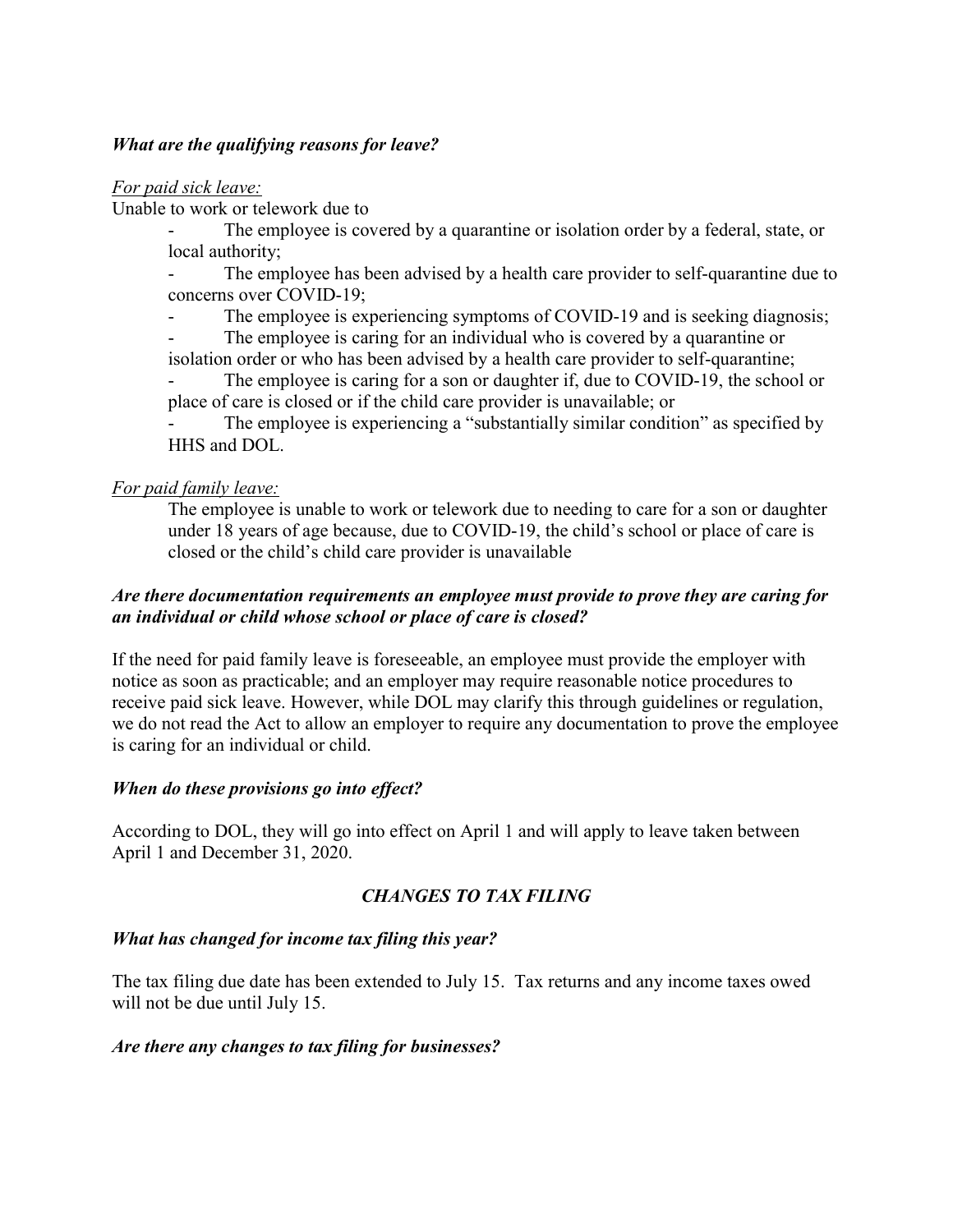***What are the qualifying reasons for leave?***

*For paid sick leave:*

Unable to work or telework due to

- The employee is covered by a quarantine or isolation order by a federal, state, or local authority;
- The employee has been advised by a health care provider to self-quarantine due to concerns over COVID-19;
- The employee is experiencing symptoms of COVID-19 and is seeking diagnosis;
- The employee is caring for an individual who is covered by a quarantine or isolation order or who has been advised by a health care provider to self-quarantine;
- The employee is caring for a son or daughter if, due to COVID-19, the school or place of care is closed or if the child care provider is unavailable; or
- The employee is experiencing a "substantially similar condition" as specified by HHS and DOL.

*For paid family leave:*

The employee is unable to work or telework due to needing to care for a son or daughter under 18 years of age because, due to COVID-19, the child's school or place of care is closed or the child's child care provider is unavailable

***Are there documentation requirements an employee must provide to prove they are caring for an individual or child whose school or place of care is closed?***

If the need for paid family leave is foreseeable, an employee must provide the employer with notice as soon as practicable; and an employer may require reasonable notice procedures to receive paid sick leave. However, while DOL may clarify this through guidelines or regulation, we do not read the Act to allow an employer to require any documentation to prove the employee is caring for an individual or child.

***When do these provisions go into effect?***

According to DOL, they will go into effect on April 1 and will apply to leave taken between April 1 and December 31, 2020.

## *CHANGES TO TAX FILING*

***What has changed for income tax filing this year?***

The tax filing due date has been extended to July 15. Tax returns and any income taxes owed will not be due until July 15.

***Are there any changes to tax filing for businesses?***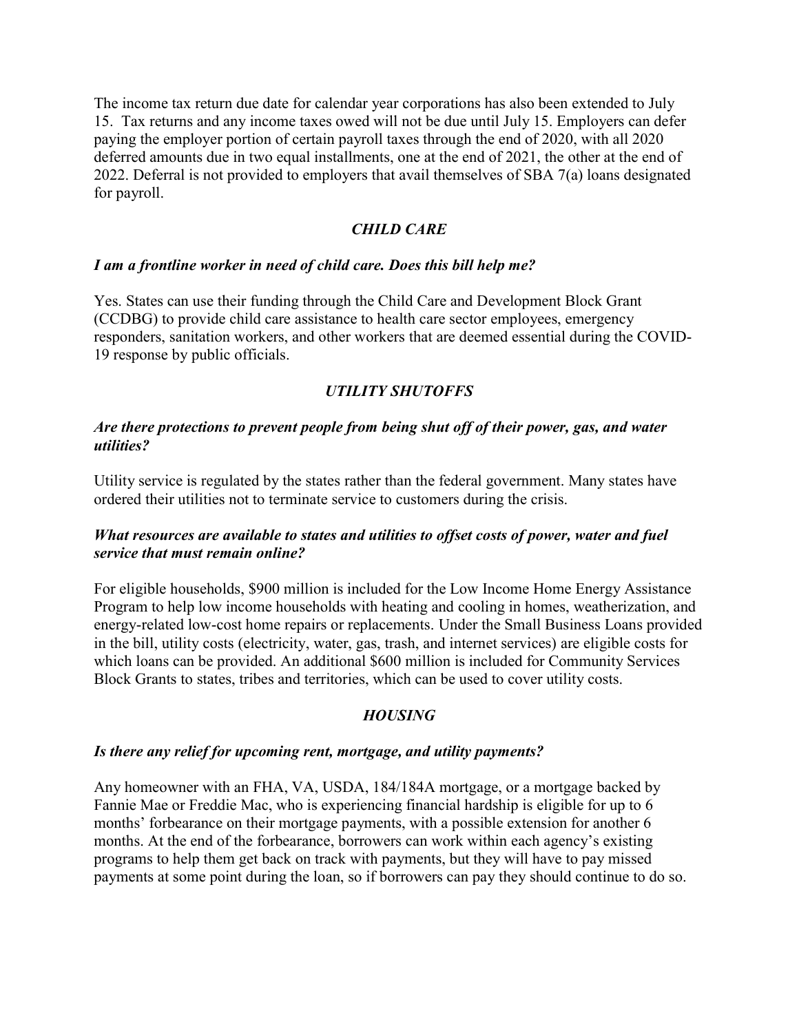The income tax return due date for calendar year corporations has also been extended to July 15. Tax returns and any income taxes owed will not be due until July 15. Employers can defer paying the employer portion of certain payroll taxes through the end of 2020, with all 2020 deferred amounts due in two equal installments, one at the end of 2021, the other at the end of 2022. Deferral is not provided to employers that avail themselves of SBA 7(a) loans designated for payroll.

## *CHILD CARE*

***I am a frontline worker in need of child care. Does this bill help me?***

Yes. States can use their funding through the Child Care and Development Block Grant (CCDBG) to provide child care assistance to health care sector employees, emergency responders, sanitation workers, and other workers that are deemed essential during the COVID-19 response by public officials.

## *UTILITY SHUTOFFS*

***Are there protections to prevent people from being shut off of their power, gas, and water utilities?***

Utility service is regulated by the states rather than the federal government. Many states have ordered their utilities not to terminate service to customers during the crisis.

***What resources are available to states and utilities to offset costs of power, water and fuel service that must remain online?***

For eligible households, $900 million is included for the Low Income Home Energy Assistance Program to help low income households with heating and cooling in homes, weatherization, and energy-related low-cost home repairs or replacements. Under the Small Business Loans provided in the bill, utility costs (electricity, water, gas, trash, and internet services) are eligible costs for which loans can be provided. An additional $600 million is included for Community Services Block Grants to states, tribes and territories, which can be used to cover utility costs.

## *HOUSING*

***Is there any relief for upcoming rent, mortgage, and utility payments?***

Any homeowner with an FHA, VA, USDA, 184/184A mortgage, or a mortgage backed by Fannie Mae or Freddie Mac, who is experiencing financial hardship is eligible for up to 6 months' forbearance on their mortgage payments, with a possible extension for another 6 months. At the end of the forbearance, borrowers can work within each agency's existing programs to help them get back on track with payments, but they will have to pay missed payments at some point during the loan, so if borrowers can pay they should continue to do so.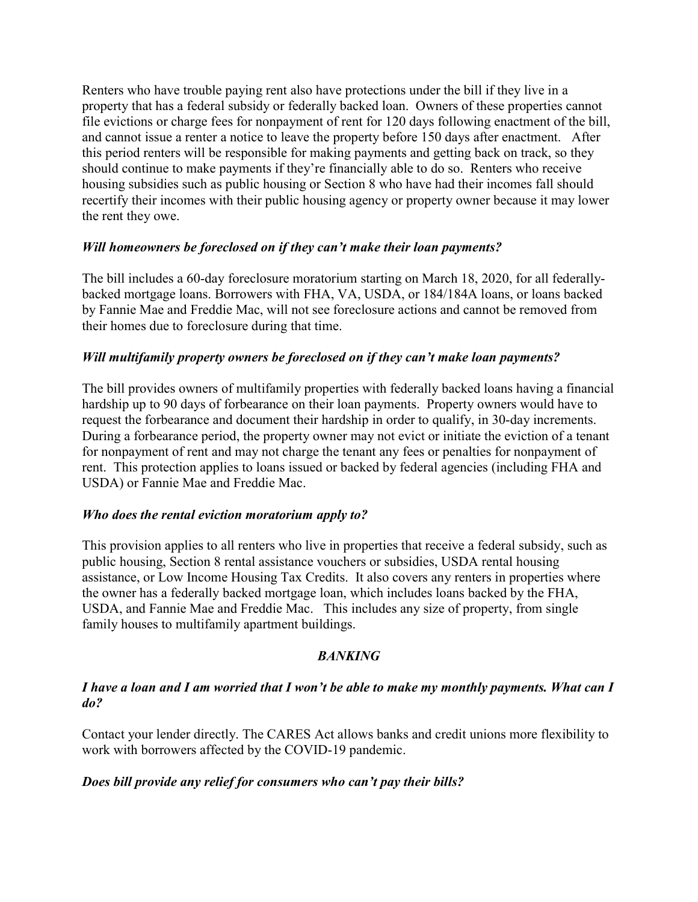Renters who have trouble paying rent also have protections under the bill if they live in a property that has a federal subsidy or federally backed loan. Owners of these properties cannot file evictions or charge fees for nonpayment of rent for 120 days following enactment of the bill, and cannot issue a renter a notice to leave the property before 150 days after enactment. After this period renters will be responsible for making payments and getting back on track, so they should continue to make payments if they're financially able to do so. Renters who receive housing subsidies such as public housing or Section 8 who have had their incomes fall should recertify their incomes with their public housing agency or property owner because it may lower the rent they owe.

***Will homeowners be foreclosed on if they can't make their loan payments?***

The bill includes a 60-day foreclosure moratorium starting on March 18, 2020, for all federally-backed mortgage loans. Borrowers with FHA, VA, USDA, or 184/184A loans, or loans backed by Fannie Mae and Freddie Mac, will not see foreclosure actions and cannot be removed from their homes due to foreclosure during that time.

***Will multifamily property owners be foreclosed on if they can't make loan payments?***

The bill provides owners of multifamily properties with federally backed loans having a financial hardship up to 90 days of forbearance on their loan payments. Property owners would have to request the forbearance and document their hardship in order to qualify, in 30-day increments. During a forbearance period, the property owner may not evict or initiate the eviction of a tenant for nonpayment of rent and may not charge the tenant any fees or penalties for nonpayment of rent. This protection applies to loans issued or backed by federal agencies (including FHA and USDA) or Fannie Mae and Freddie Mac.

***Who does the rental eviction moratorium apply to?***

This provision applies to all renters who live in properties that receive a federal subsidy, such as public housing, Section 8 rental assistance vouchers or subsidies, USDA rental housing assistance, or Low Income Housing Tax Credits. It also covers any renters in properties where the owner has a federally backed mortgage loan, which includes loans backed by the FHA, USDA, and Fannie Mae and Freddie Mac. This includes any size of property, from single family houses to multifamily apartment buildings.

## ***BANKING***

***I have a loan and I am worried that I won't be able to make my monthly payments. What can I do?***

Contact your lender directly. The CARES Act allows banks and credit unions more flexibility to work with borrowers affected by the COVID-19 pandemic.

***Does bill provide any relief for consumers who can't pay their bills?***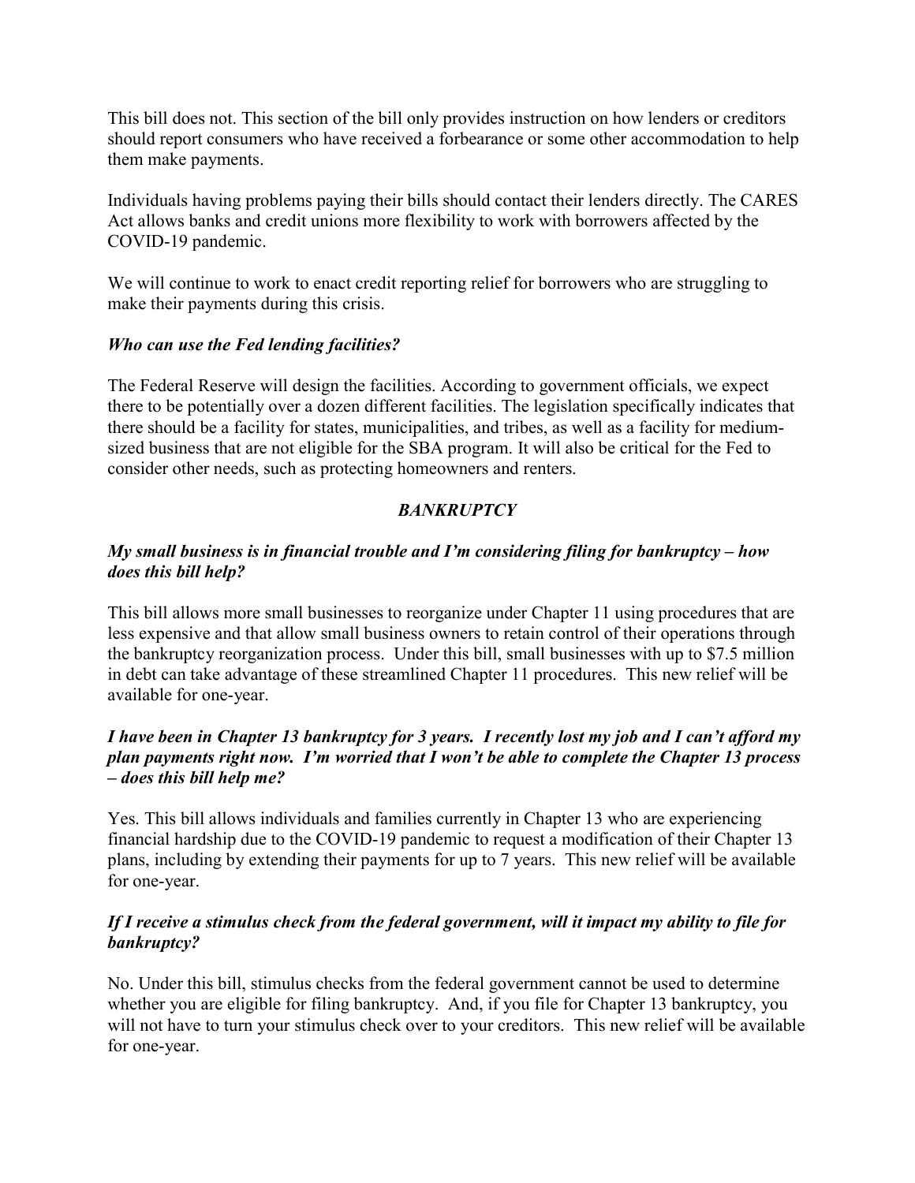This bill does not. This section of the bill only provides instruction on how lenders or creditors should report consumers who have received a forbearance or some other accommodation to help them make payments.

Individuals having problems paying their bills should contact their lenders directly. The CARES Act allows banks and credit unions more flexibility to work with borrowers affected by the COVID-19 pandemic.

We will continue to work to enact credit reporting relief for borrowers who are struggling to make their payments during this crisis.

***Who can use the Fed lending facilities?***

The Federal Reserve will design the facilities. According to government officials, we expect there to be potentially over a dozen different facilities. The legislation specifically indicates that there should be a facility for states, municipalities, and tribes, as well as a facility for medium-sized business that are not eligible for the SBA program. It will also be critical for the Fed to consider other needs, such as protecting homeowners and renters.

## ***BANKRUPTCY***

***My small business is in financial trouble and I'm considering filing for bankruptcy – how does this bill help?***

This bill allows more small businesses to reorganize under Chapter 11 using procedures that are less expensive and that allow small business owners to retain control of their operations through the bankruptcy reorganization process. Under this bill, small businesses with up to $7.5 million in debt can take advantage of these streamlined Chapter 11 procedures. This new relief will be available for one-year.

***I have been in Chapter 13 bankruptcy for 3 years. I recently lost my job and I can't afford my plan payments right now. I'm worried that I won't be able to complete the Chapter 13 process – does this bill help me?***

Yes. This bill allows individuals and families currently in Chapter 13 who are experiencing financial hardship due to the COVID-19 pandemic to request a modification of their Chapter 13 plans, including by extending their payments for up to 7 years. This new relief will be available for one-year.

***If I receive a stimulus check from the federal government, will it impact my ability to file for bankruptcy?***

No. Under this bill, stimulus checks from the federal government cannot be used to determine whether you are eligible for filing bankruptcy. And, if you file for Chapter 13 bankruptcy, you will not have to turn your stimulus check over to your creditors. This new relief will be available for one-year.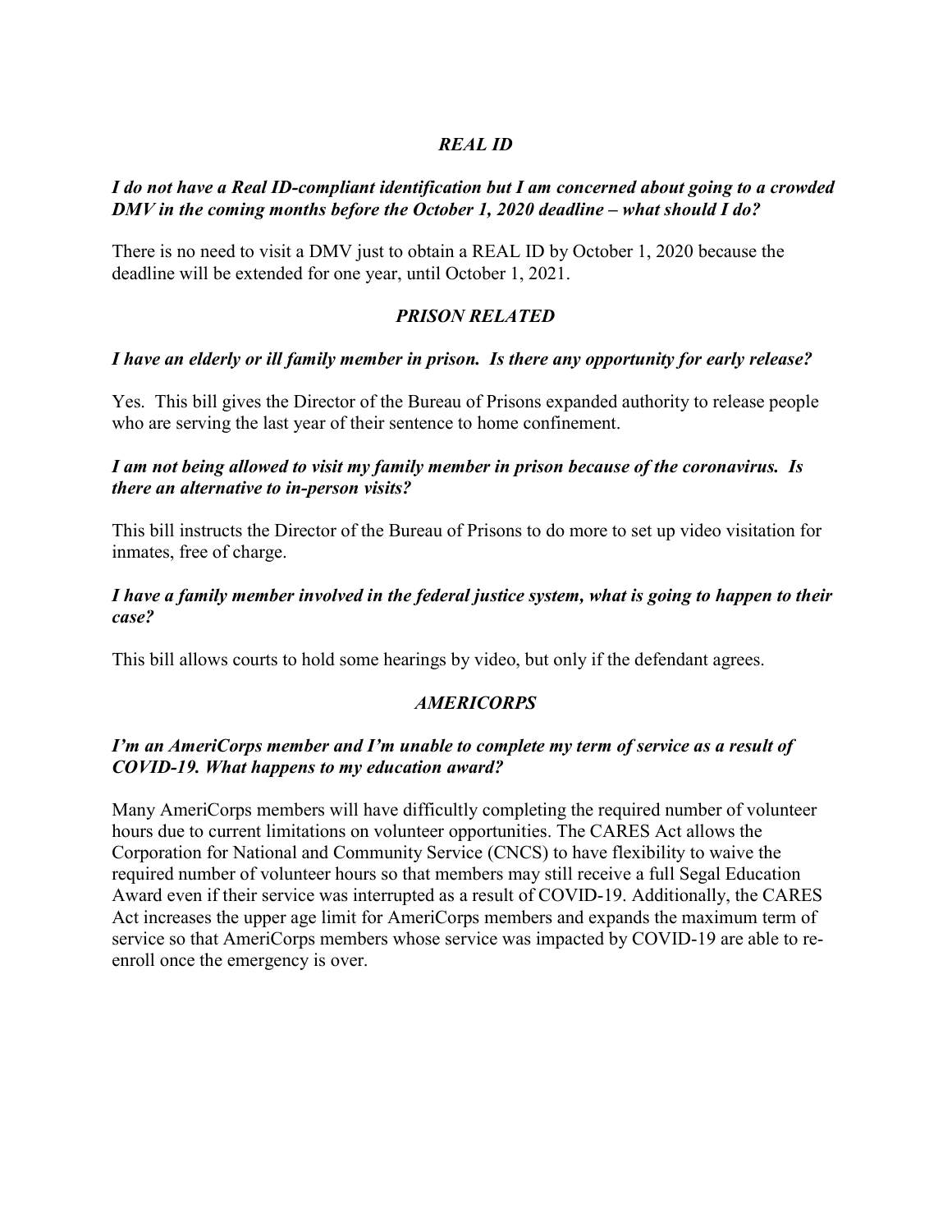## *REAL ID*

***I do not have a Real ID-compliant identification but I am concerned about going to a crowded DMV in the coming months before the October 1, 2020 deadline – what should I do?***

There is no need to visit a DMV just to obtain a REAL ID by October 1, 2020 because the deadline will be extended for one year, until October 1, 2021.

## *PRISON RELATED*

***I have an elderly or ill family member in prison. Is there any opportunity for early release?***

Yes. This bill gives the Director of the Bureau of Prisons expanded authority to release people who are serving the last year of their sentence to home confinement.

***I am not being allowed to visit my family member in prison because of the coronavirus. Is there an alternative to in-person visits?***

This bill instructs the Director of the Bureau of Prisons to do more to set up video visitation for inmates, free of charge.

***I have a family member involved in the federal justice system, what is going to happen to their case?***

This bill allows courts to hold some hearings by video, but only if the defendant agrees.

## *AMERICORPS*

***I'm an AmeriCorps member and I'm unable to complete my term of service as a result of COVID-19. What happens to my education award?***

Many AmeriCorps members will have difficultly completing the required number of volunteer hours due to current limitations on volunteer opportunities. The CARES Act allows the Corporation for National and Community Service (CNCS) to have flexibility to waive the required number of volunteer hours so that members may still receive a full Segal Education Award even if their service was interrupted as a result of COVID-19. Additionally, the CARES Act increases the upper age limit for AmeriCorps members and expands the maximum term of service so that AmeriCorps members whose service was impacted by COVID-19 are able to re-enroll once the emergency is over.